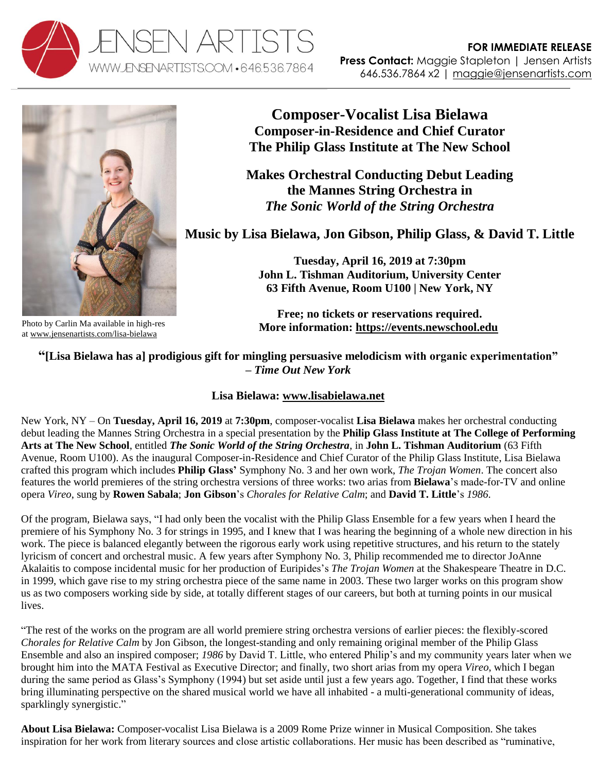JENSEN ARTISTS
WWW.JENSENARTISTS.COM • 646.536.7864

**FOR IMMEDIATE RELEASE**
**Press Contact:** Maggie Stapleton | Jensen Artists
646.536.7864 x2 | maggie@jensenartists.com

Photo by Carlin Ma available in high-res at www.jensenartists.com/lisa-bielawa

# Composer-Vocalist Lisa Bielawa

## Composer-in-Residence and Chief Curator
## The Philip Glass Institute at The New School

## Makes Orchestral Conducting Debut Leading the Mannes String Orchestra in *The Sonic World of the String Orchestra*

## Music by Lisa Bielawa, Jon Gibson, Philip Glass, & David T. Little

**Tuesday, April 16, 2019 at 7:30pm**
**John L. Tishman Auditorium, University Center**
**63 Fifth Avenue, Room U100 | New York, NY**

**Free; no tickets or reservations required.**
**More information: https://events.newschool.edu**

**"[Lisa Bielawa has a] prodigious gift for mingling persuasive melodicism with organic experimentation" – *Time Out New York***

**Lisa Bielawa: www.lisabielawa.net**

New York, NY – On **Tuesday, April 16, 2019** at **7:30pm**, composer-vocalist **Lisa Bielawa** makes her orchestral conducting debut leading the Mannes String Orchestra in a special presentation by the **Philip Glass Institute at The College of Performing Arts at The New School**, entitled ***The Sonic World of the String Orchestra***, in **John L. Tishman Auditorium** (63 Fifth Avenue, Room U100). As the inaugural Composer-in-Residence and Chief Curator of the Philip Glass Institute, Lisa Bielawa crafted this program which includes **Philip Glass'** Symphony No. 3 and her own work, *The Trojan Women*. The concert also features the world premieres of the string orchestra versions of three works: two arias from **Bielawa**'s made-for-TV and online opera *Vireo*, sung by **Rowen Sabala**; **Jon Gibson**'s *Chorales for Relative Calm*; and **David T. Little**'s *1986*.

Of the program, Bielawa says, "I had only been the vocalist with the Philip Glass Ensemble for a few years when I heard the premiere of his Symphony No. 3 for strings in 1995, and I knew that I was hearing the beginning of a whole new direction in his work. The piece is balanced elegantly between the rigorous early work using repetitive structures, and his return to the stately lyricism of concert and orchestral music. A few years after Symphony No. 3, Philip recommended me to director JoAnne Akalaitis to compose incidental music for her production of Euripides's *The Trojan Women* at the Shakespeare Theatre in D.C. in 1999, which gave rise to my string orchestra piece of the same name in 2003. These two larger works on this program show us as two composers working side by side, at totally different stages of our careers, but both at turning points in our musical lives.

"The rest of the works on the program are all world premiere string orchestra versions of earlier pieces: the flexibly-scored *Chorales for Relative Calm* by Jon Gibson, the longest-standing and only remaining original member of the Philip Glass Ensemble and also an inspired composer; *1986* by David T. Little, who entered Philip's and my community years later when we brought him into the MATA Festival as Executive Director; and finally, two short arias from my opera *Vireo*, which I began during the same period as Glass's Symphony (1994) but set aside until just a few years ago. Together, I find that these works bring illuminating perspective on the shared musical world we have all inhabited - a multi-generational community of ideas, sparklingly synergistic."

**About Lisa Bielawa:** Composer-vocalist Lisa Bielawa is a 2009 Rome Prize winner in Musical Composition. She takes inspiration for her work from literary sources and close artistic collaborations. Her music has been described as "ruminative,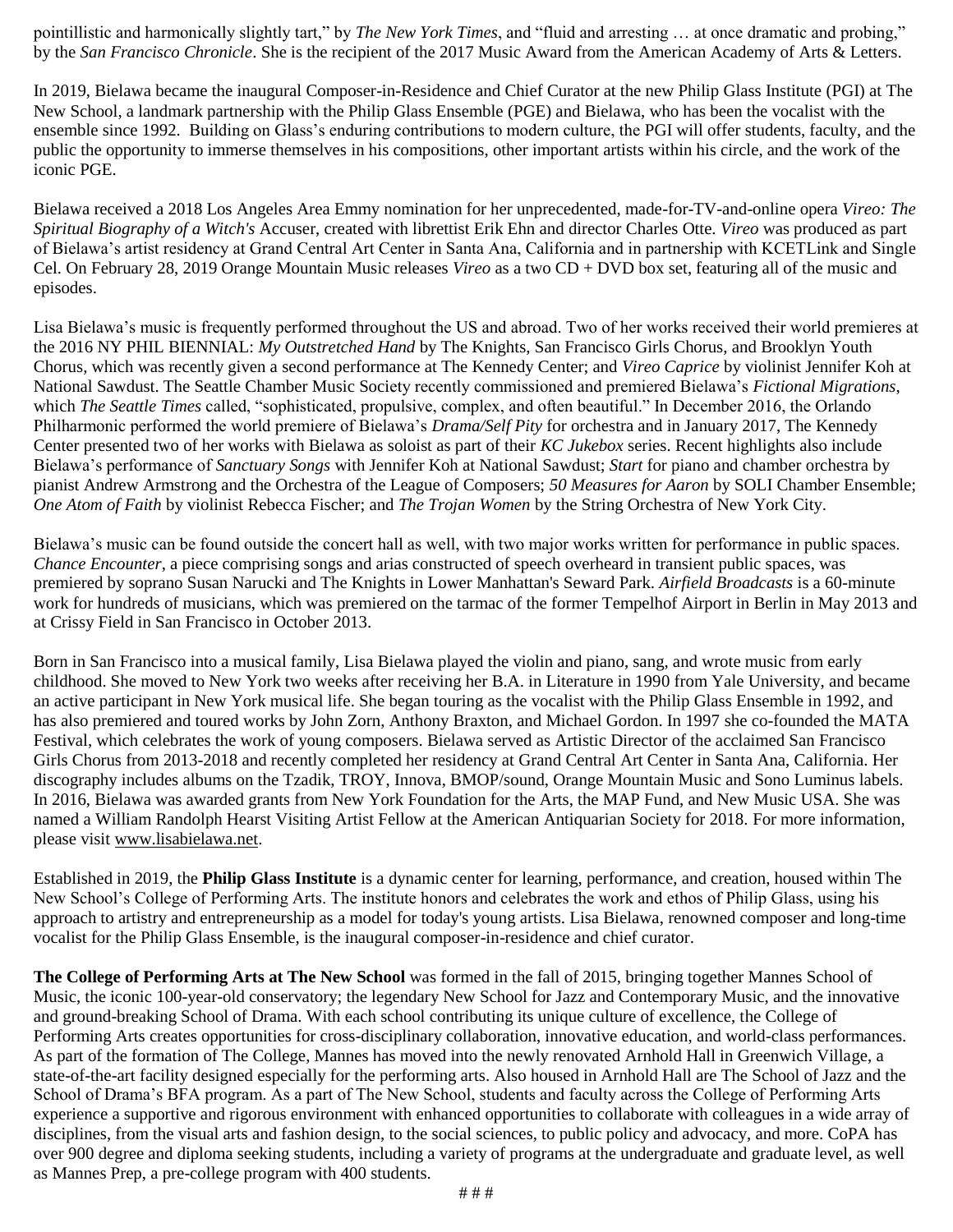pointillistic and harmonically slightly tart," by *The New York Times*, and "fluid and arresting … at once dramatic and probing," by the *San Francisco Chronicle*. She is the recipient of the 2017 Music Award from the American Academy of Arts & Letters.

In 2019, Bielawa became the inaugural Composer-in-Residence and Chief Curator at the new Philip Glass Institute (PGI) at The New School, a landmark partnership with the Philip Glass Ensemble (PGE) and Bielawa, who has been the vocalist with the ensemble since 1992. Building on Glass's enduring contributions to modern culture, the PGI will offer students, faculty, and the public the opportunity to immerse themselves in his compositions, other important artists within his circle, and the work of the iconic PGE.

Bielawa received a 2018 Los Angeles Area Emmy nomination for her unprecedented, made-for-TV-and-online opera *Vireo: The Spiritual Biography of a Witch's* Accuser, created with librettist Erik Ehn and director Charles Otte. *Vireo* was produced as part of Bielawa's artist residency at Grand Central Art Center in Santa Ana, California and in partnership with KCETLink and Single Cel. On February 28, 2019 Orange Mountain Music releases *Vireo* as a two CD + DVD box set, featuring all of the music and episodes.

Lisa Bielawa's music is frequently performed throughout the US and abroad. Two of her works received their world premieres at the 2016 NY PHIL BIENNIAL: *My Outstretched Hand* by The Knights, San Francisco Girls Chorus, and Brooklyn Youth Chorus, which was recently given a second performance at The Kennedy Center; and *Vireo Caprice* by violinist Jennifer Koh at National Sawdust. The Seattle Chamber Music Society recently commissioned and premiered Bielawa's *Fictional Migrations*, which *The Seattle Times* called, "sophisticated, propulsive, complex, and often beautiful." In December 2016, the Orlando Philharmonic performed the world premiere of Bielawa's *Drama/Self Pity* for orchestra and in January 2017, The Kennedy Center presented two of her works with Bielawa as soloist as part of their *KC Jukebox* series. Recent highlights also include Bielawa's performance of *Sanctuary Songs* with Jennifer Koh at National Sawdust; *Start* for piano and chamber orchestra by pianist Andrew Armstrong and the Orchestra of the League of Composers; *50 Measures for Aaron* by SOLI Chamber Ensemble; *One Atom of Faith* by violinist Rebecca Fischer; and *The Trojan Women* by the String Orchestra of New York City.

Bielawa's music can be found outside the concert hall as well, with two major works written for performance in public spaces. *Chance Encounter*, a piece comprising songs and arias constructed of speech overheard in transient public spaces, was premiered by soprano Susan Narucki and The Knights in Lower Manhattan's Seward Park. *Airfield Broadcasts* is a 60-minute work for hundreds of musicians, which was premiered on the tarmac of the former Tempelhof Airport in Berlin in May 2013 and at Crissy Field in San Francisco in October 2013.

Born in San Francisco into a musical family, Lisa Bielawa played the violin and piano, sang, and wrote music from early childhood. She moved to New York two weeks after receiving her B.A. in Literature in 1990 from Yale University, and became an active participant in New York musical life. She began touring as the vocalist with the Philip Glass Ensemble in 1992, and has also premiered and toured works by John Zorn, Anthony Braxton, and Michael Gordon. In 1997 she co-founded the MATA Festival, which celebrates the work of young composers. Bielawa served as Artistic Director of the acclaimed San Francisco Girls Chorus from 2013-2018 and recently completed her residency at Grand Central Art Center in Santa Ana, California. Her discography includes albums on the Tzadik, TROY, Innova, BMOP/sound, Orange Mountain Music and Sono Luminus labels. In 2016, Bielawa was awarded grants from New York Foundation for the Arts, the MAP Fund, and New Music USA. She was named a William Randolph Hearst Visiting Artist Fellow at the American Antiquarian Society for 2018. For more information, please visit www.lisabielawa.net.

Established in 2019, the **Philip Glass Institute** is a dynamic center for learning, performance, and creation, housed within The New School's College of Performing Arts. The institute honors and celebrates the work and ethos of Philip Glass, using his approach to artistry and entrepreneurship as a model for today's young artists. Lisa Bielawa, renowned composer and long-time vocalist for the Philip Glass Ensemble, is the inaugural composer-in-residence and chief curator.

**The College of Performing Arts at The New School** was formed in the fall of 2015, bringing together Mannes School of Music, the iconic 100-year-old conservatory; the legendary New School for Jazz and Contemporary Music, and the innovative and ground-breaking School of Drama. With each school contributing its unique culture of excellence, the College of Performing Arts creates opportunities for cross-disciplinary collaboration, innovative education, and world-class performances. As part of the formation of The College, Mannes has moved into the newly renovated Arnhold Hall in Greenwich Village, a state-of-the-art facility designed especially for the performing arts. Also housed in Arnhold Hall are The School of Jazz and the School of Drama's BFA program. As a part of The New School, students and faculty across the College of Performing Arts experience a supportive and rigorous environment with enhanced opportunities to collaborate with colleagues in a wide array of disciplines, from the visual arts and fashion design, to the social sciences, to public policy and advocacy, and more. CoPA has over 900 degree and diploma seeking students, including a variety of programs at the undergraduate and graduate level, as well as Mannes Prep, a pre-college program with 400 students.

# # #